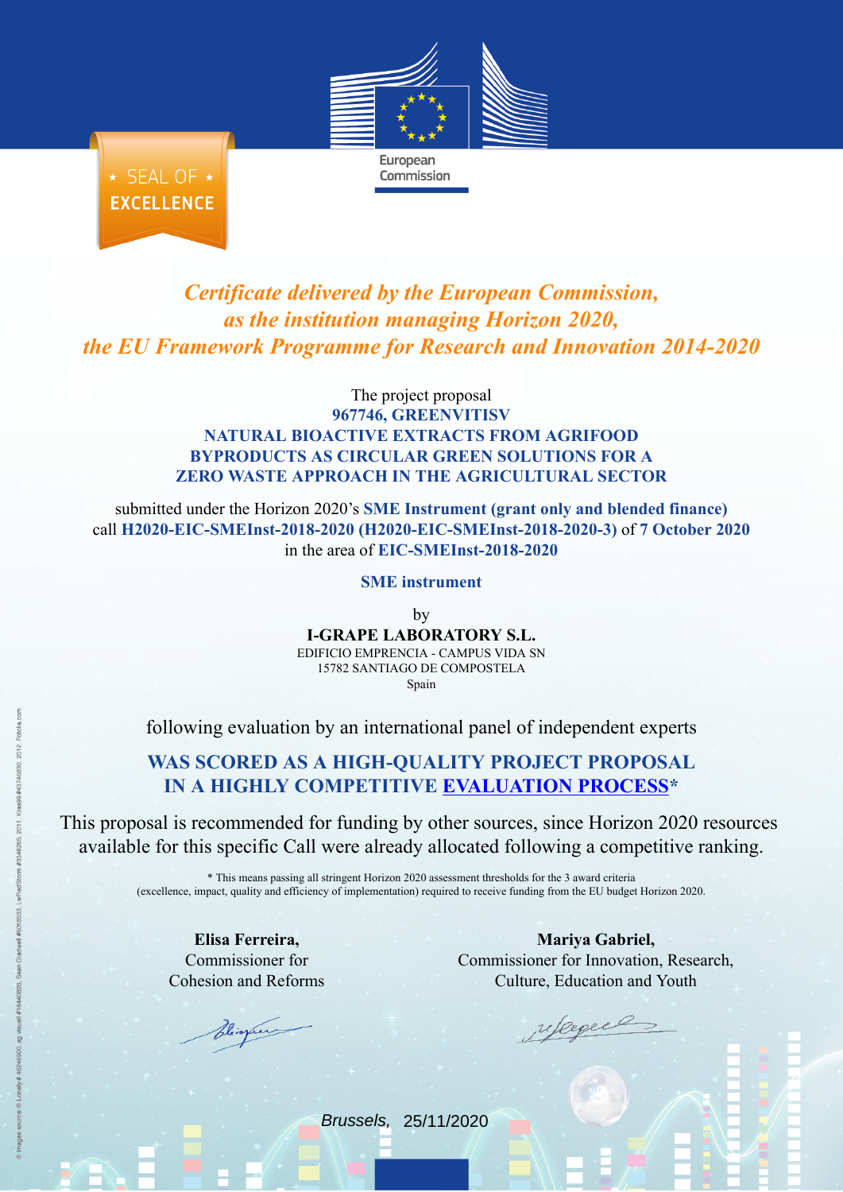SEAL OF EXCELLENCE

European Commission

*Certificate delivered by the European Commission, as the institution managing Horizon 2020, the EU Framework Programme for Research and Innovation 2014-2020*

The project proposal
**967746, GREENVITISV**
**NATURAL BIOACTIVE EXTRACTS FROM AGRIFOOD BYPRODUCTS AS CIRCULAR GREEN SOLUTIONS FOR A ZERO WASTE APPROACH IN THE AGRICULTURAL SECTOR**

submitted under the Horizon 2020's **SME Instrument (grant only and blended finance)** call **H2020-EIC-SMEInst-2018-2020 (H2020-EIC-SMEInst-2018-2020-3)** of **7 October 2020** in the area of **EIC-SMEInst-2018-2020**

**SME instrument**

by
**I-GRAPE LABORATORY S.L.**
EDIFICIO EMPRENCIA - CAMPUS VIDA SN
15782 SANTIAGO DE COMPOSTELA
Spain

following evaluation by an international panel of independent experts

**WAS SCORED AS A HIGH-QUALITY PROJECT PROPOSAL IN A HIGHLY COMPETITIVE EVALUATION PROCESS***

This proposal is recommended for funding by other sources, since Horizon 2020 resources available for this specific Call were already allocated following a competitive ranking.

* This means passing all stringent Horizon 2020 assessment thresholds for the 3 award criteria (excellence, impact, quality and efficiency of implementation) required to receive funding from the EU budget Horizon 2020.

**Elisa Ferreira,**
Commissioner for Cohesion and Reforms

**Mariya Gabriel,**
Commissioner for Innovation, Research, Culture, Education and Youth

*Brussels,* 25/11/2020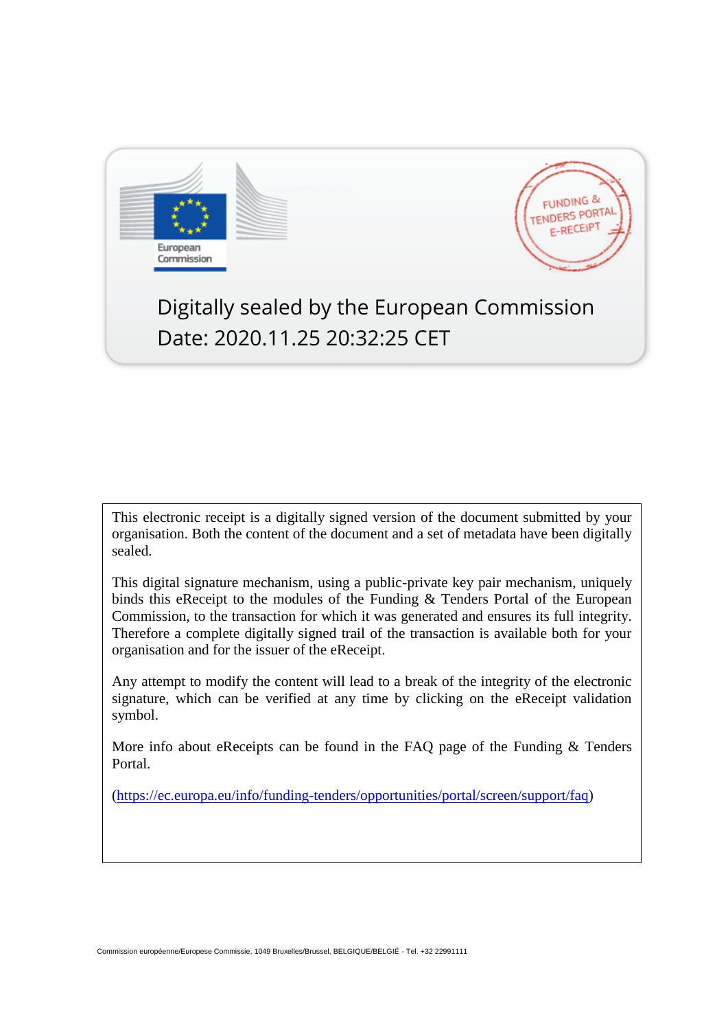European Commission

FUNDING & TENDERS PORTAL E-RECEIPT

Digitally sealed by the European Commission
Date: 2020.11.25 20:32:25 CET

This electronic receipt is a digitally signed version of the document submitted by your organisation. Both the content of the document and a set of metadata have been digitally sealed.

This digital signature mechanism, using a public-private key pair mechanism, uniquely binds this eReceipt to the modules of the Funding & Tenders Portal of the European Commission, to the transaction for which it was generated and ensures its full integrity. Therefore a complete digitally signed trail of the transaction is available both for your organisation and for the issuer of the eReceipt.

Any attempt to modify the content will lead to a break of the integrity of the electronic signature, which can be verified at any time by clicking on the eReceipt validation symbol.

More info about eReceipts can be found in the FAQ page of the Funding & Tenders Portal.

(https://ec.europa.eu/info/funding-tenders/opportunities/portal/screen/support/faq)

Commission européenne/Europese Commissie, 1049 Bruxelles/Brussel, BELGIQUE/BELGIË - Tel. +32 22991111